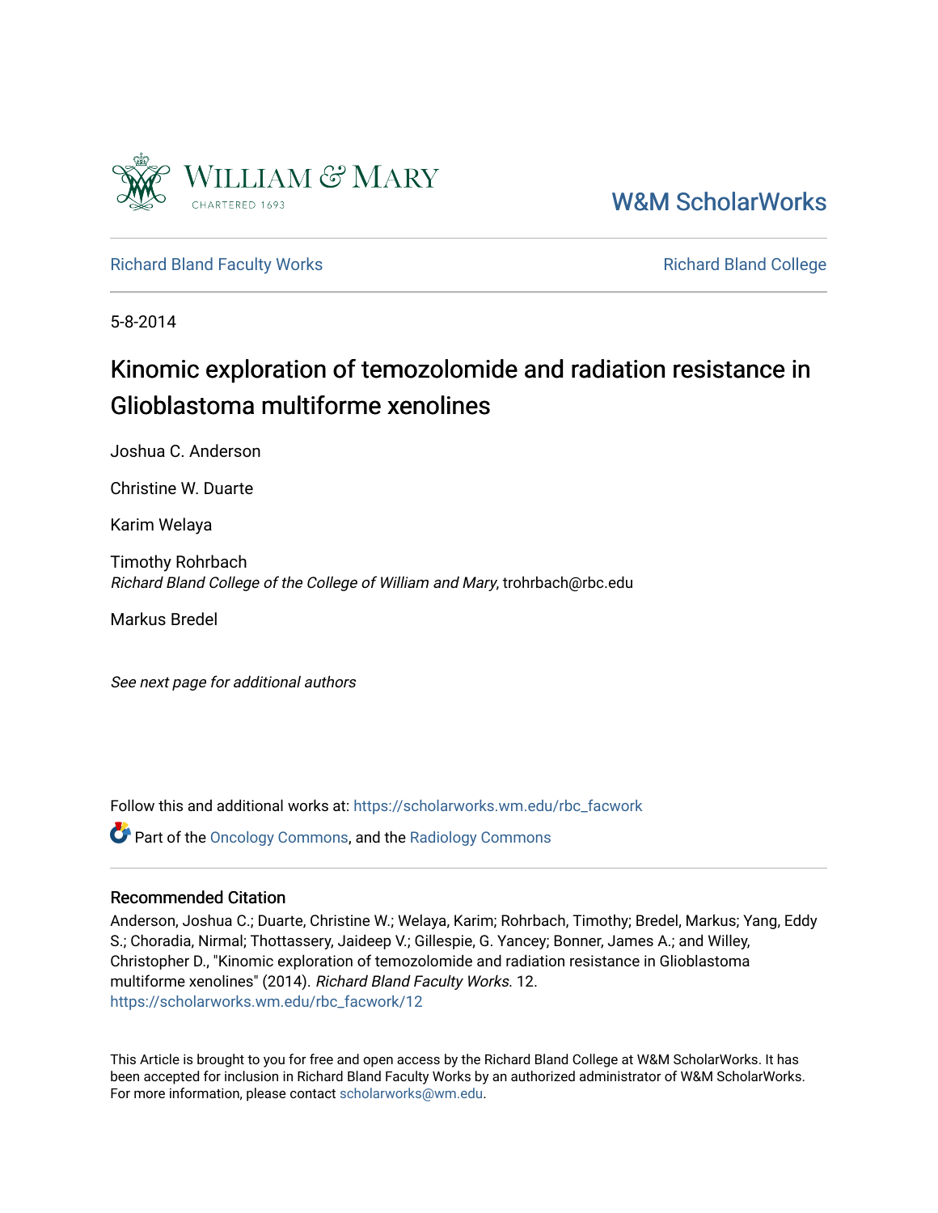W&M ScholarWorks

Richard Bland Faculty Works

Richard Bland College

5-8-2014

# Kinomic exploration of temozolomide and radiation resistance in Glioblastoma multiforme xenolines

Joshua C. Anderson

Christine W. Duarte

Karim Welaya

Timothy Rohrbach
*Richard Bland College of the College of William and Mary*, trohrbach@rbc.edu

Markus Bredel

*See next page for additional authors*

Follow this and additional works at: https://scholarworks.wm.edu/rbc_facwork

Part of the Oncology Commons, and the Radiology Commons

## Recommended Citation

Anderson, Joshua C.; Duarte, Christine W.; Welaya, Karim; Rohrbach, Timothy; Bredel, Markus; Yang, Eddy S.; Choradia, Nirmal; Thottassery, Jaideep V.; Gillespie, G. Yancey; Bonner, James A.; and Willey, Christopher D., "Kinomic exploration of temozolomide and radiation resistance in Glioblastoma multiforme xenolines" (2014). *Richard Bland Faculty Works*. 12.
https://scholarworks.wm.edu/rbc_facwork/12

This Article is brought to you for free and open access by the Richard Bland College at W&M ScholarWorks. It has been accepted for inclusion in Richard Bland Faculty Works by an authorized administrator of W&M ScholarWorks. For more information, please contact scholarworks@wm.edu.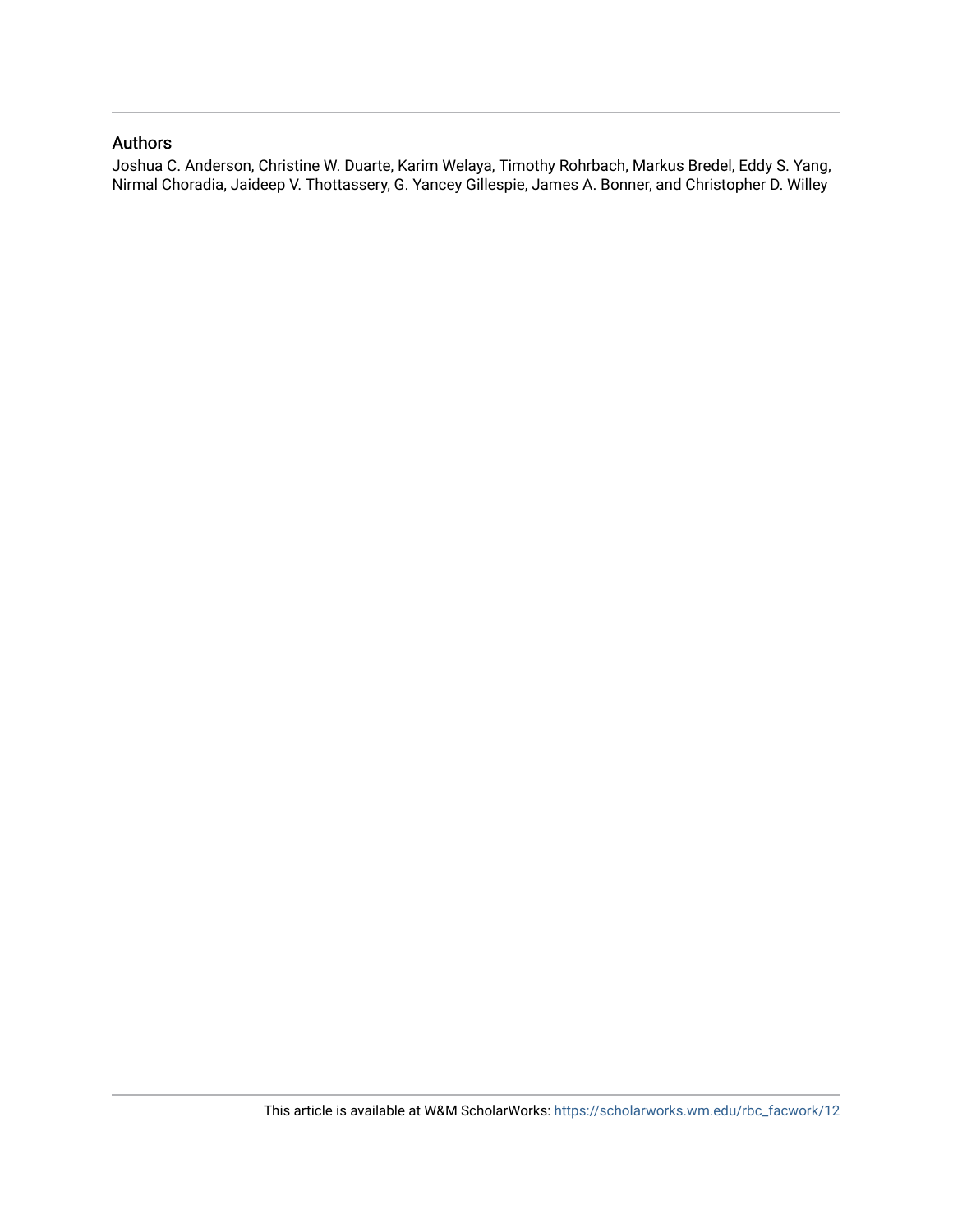## Authors

Joshua C. Anderson, Christine W. Duarte, Karim Welaya, Timothy Rohrbach, Markus Bredel, Eddy S. Yang, Nirmal Choradia, Jaideep V. Thottassery, G. Yancey Gillespie, James A. Bonner, and Christopher D. Willey

This article is available at W&M ScholarWorks: https://scholarworks.wm.edu/rbc_facwork/12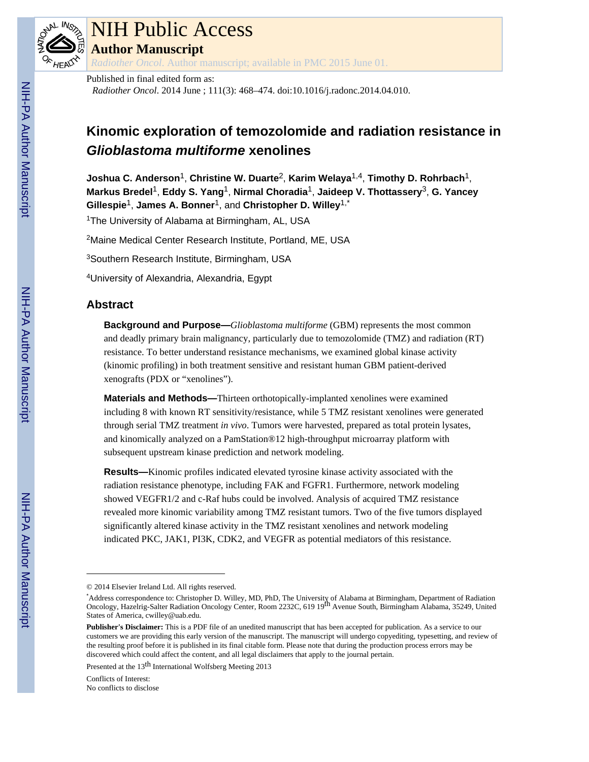# Kinomic exploration of temozolomide and radiation resistance in *Glioblastoma multiforme* xenolines

**Joshua C. Anderson**[1], **Christine W. Duarte**[2], **Karim Welaya**[1,4], **Timothy D. Rohrbach**[1], **Markus Bredel**[1], **Eddy S. Yang**[1], **Nirmal Choradia**[1], **Jaideep V. Thottassery**[3], **G. Yancey Gillespie**[1], **James A. Bonner**[1], and **Christopher D. Willey**[1,*]

[1]The University of Alabama at Birmingham, AL, USA

[2]Maine Medical Center Research Institute, Portland, ME, USA

[3]Southern Research Institute, Birmingham, USA

[4]University of Alexandria, Alexandria, Egypt

## Abstract

**Background and Purpose—***Glioblastoma multiforme* (GBM) represents the most common and deadly primary brain malignancy, particularly due to temozolomide (TMZ) and radiation (RT) resistance. To better understand resistance mechanisms, we examined global kinase activity (kinomic profiling) in both treatment sensitive and resistant human GBM patient-derived xenografts (PDX or "xenolines").

**Materials and Methods—**Thirteen orthotopically-implanted xenolines were examined including 8 with known RT sensitivity/resistance, while 5 TMZ resistant xenolines were generated through serial TMZ treatment *in vivo*. Tumors were harvested, prepared as total protein lysates, and kinomically analyzed on a PamStation®12 high-throughput microarray platform with subsequent upstream kinase prediction and network modeling.

**Results—**Kinomic profiles indicated elevated tyrosine kinase activity associated with the radiation resistance phenotype, including FAK and FGFR1. Furthermore, network modeling showed VEGFR1/2 and c-Raf hubs could be involved. Analysis of acquired TMZ resistance revealed more kinomic variability among TMZ resistant tumors. Two of the five tumors displayed significantly altered kinase activity in the TMZ resistant xenolines and network modeling indicated PKC, JAK1, PI3K, CDK2, and VEGFR as potential mediators of this resistance.

---

© 2014 Elsevier Ireland Ltd. All rights reserved.

*Address correspondence to: Christopher D. Willey, MD, PhD, The University of Alabama at Birmingham, Department of Radiation Oncology, Hazelrig-Salter Radiation Oncology Center, Room 2232C, 619 19th Avenue South, Birmingham Alabama, 35249, United States of America, cwilley@uab.edu.

**Publisher's Disclaimer:** This is a PDF file of an unedited manuscript that has been accepted for publication. As a service to our customers we are providing this early version of the manuscript. The manuscript will undergo copyediting, typesetting, and review of the resulting proof before it is published in its final citable form. Please note that during the production process errors may be discovered which could affect the content, and all legal disclaimers that apply to the journal pertain.

Presented at the 13th International Wolfsberg Meeting 2013

Conflicts of Interest:
No conflicts to disclose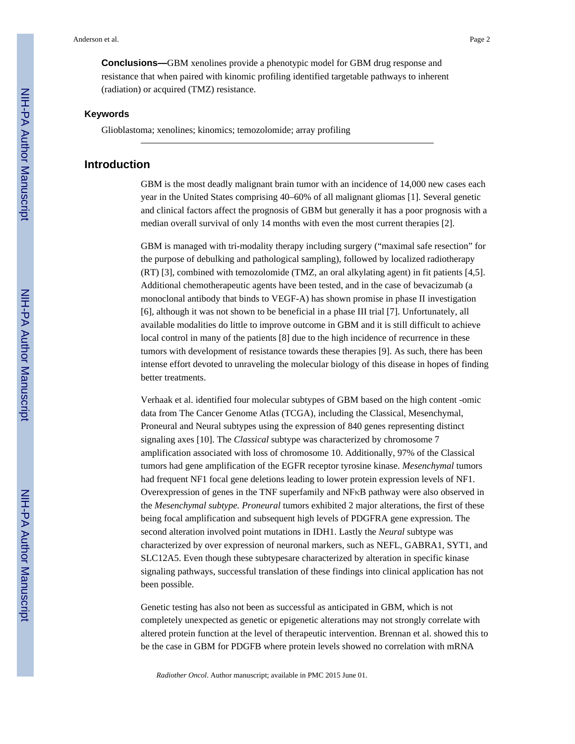**Conclusions—**GBM xenolines provide a phenotypic model for GBM drug response and resistance that when paired with kinomic profiling identified targetable pathways to inherent (radiation) or acquired (TMZ) resistance.

### Keywords

Glioblastoma; xenolines; kinomics; temozolomide; array profiling

## Introduction

GBM is the most deadly malignant brain tumor with an incidence of 14,000 new cases each year in the United States comprising 40–60% of all malignant gliomas [1]. Several genetic and clinical factors affect the prognosis of GBM but generally it has a poor prognosis with a median overall survival of only 14 months with even the most current therapies [2].

GBM is managed with tri-modality therapy including surgery ("maximal safe resection" for the purpose of debulking and pathological sampling), followed by localized radiotherapy (RT) [3], combined with temozolomide (TMZ, an oral alkylating agent) in fit patients [4,5]. Additional chemotherapeutic agents have been tested, and in the case of bevacizumab (a monoclonal antibody that binds to VEGF-A) has shown promise in phase II investigation [6], although it was not shown to be beneficial in a phase III trial [7]. Unfortunately, all available modalities do little to improve outcome in GBM and it is still difficult to achieve local control in many of the patients [8] due to the high incidence of recurrence in these tumors with development of resistance towards these therapies [9]. As such, there has been intense effort devoted to unraveling the molecular biology of this disease in hopes of finding better treatments.

Verhaak et al. identified four molecular subtypes of GBM based on the high content -omic data from The Cancer Genome Atlas (TCGA), including the Classical, Mesenchymal, Proneural and Neural subtypes using the expression of 840 genes representing distinct signaling axes [10]. The *Classical* subtype was characterized by chromosome 7 amplification associated with loss of chromosome 10. Additionally, 97% of the Classical tumors had gene amplification of the EGFR receptor tyrosine kinase. *Mesenchymal* tumors had frequent NF1 focal gene deletions leading to lower protein expression levels of NF1. Overexpression of genes in the TNF superfamily and NFκB pathway were also observed in the *Mesenchymal subtype. Proneural* tumors exhibited 2 major alterations, the first of these being focal amplification and subsequent high levels of PDGFRA gene expression. The second alteration involved point mutations in IDH1. Lastly the *Neural* subtype was characterized by over expression of neuronal markers, such as NEFL, GABRA1, SYT1, and SLC12A5. Even though these subtypesare characterized by alteration in specific kinase signaling pathways, successful translation of these findings into clinical application has not been possible.

Genetic testing has also not been as successful as anticipated in GBM, which is not completely unexpected as genetic or epigenetic alterations may not strongly correlate with altered protein function at the level of therapeutic intervention. Brennan et al. showed this to be the case in GBM for PDGFB where protein levels showed no correlation with mRNA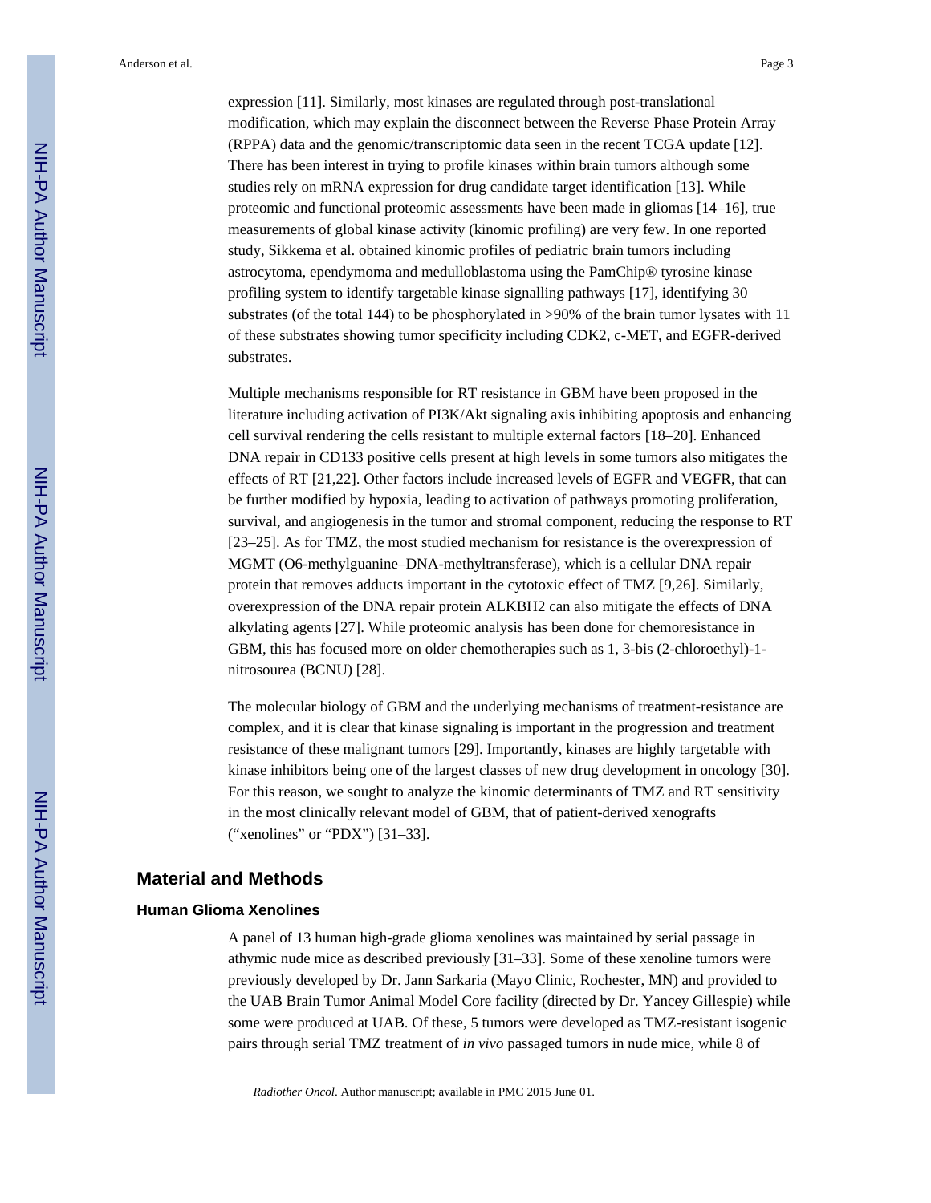expression [11]. Similarly, most kinases are regulated through post-translational modification, which may explain the disconnect between the Reverse Phase Protein Array (RPPA) data and the genomic/transcriptomic data seen in the recent TCGA update [12]. There has been interest in trying to profile kinases within brain tumors although some studies rely on mRNA expression for drug candidate target identification [13]. While proteomic and functional proteomic assessments have been made in gliomas [14–16], true measurements of global kinase activity (kinomic profiling) are very few. In one reported study, Sikkema et al. obtained kinomic profiles of pediatric brain tumors including astrocytoma, ependymoma and medulloblastoma using the PamChip® tyrosine kinase profiling system to identify targetable kinase signalling pathways [17], identifying 30 substrates (of the total 144) to be phosphorylated in >90% of the brain tumor lysates with 11 of these substrates showing tumor specificity including CDK2, c-MET, and EGFR-derived substrates.

Multiple mechanisms responsible for RT resistance in GBM have been proposed in the literature including activation of PI3K/Akt signaling axis inhibiting apoptosis and enhancing cell survival rendering the cells resistant to multiple external factors [18–20]. Enhanced DNA repair in CD133 positive cells present at high levels in some tumors also mitigates the effects of RT [21,22]. Other factors include increased levels of EGFR and VEGFR, that can be further modified by hypoxia, leading to activation of pathways promoting proliferation, survival, and angiogenesis in the tumor and stromal component, reducing the response to RT [23–25]. As for TMZ, the most studied mechanism for resistance is the overexpression of MGMT (O6-methylguanine–DNA-methyltransferase), which is a cellular DNA repair protein that removes adducts important in the cytotoxic effect of TMZ [9,26]. Similarly, overexpression of the DNA repair protein ALKBH2 can also mitigate the effects of DNA alkylating agents [27]. While proteomic analysis has been done for chemoresistance in GBM, this has focused more on older chemotherapies such as 1, 3-bis (2-chloroethyl)-1-nitrosourea (BCNU) [28].

The molecular biology of GBM and the underlying mechanisms of treatment-resistance are complex, and it is clear that kinase signaling is important in the progression and treatment resistance of these malignant tumors [29]. Importantly, kinases are highly targetable with kinase inhibitors being one of the largest classes of new drug development in oncology [30]. For this reason, we sought to analyze the kinomic determinants of TMZ and RT sensitivity in the most clinically relevant model of GBM, that of patient-derived xenografts ("xenolines" or "PDX") [31–33].

## Material and Methods

### Human Glioma Xenolines

A panel of 13 human high-grade glioma xenolines was maintained by serial passage in athymic nude mice as described previously [31–33]. Some of these xenoline tumors were previously developed by Dr. Jann Sarkaria (Mayo Clinic, Rochester, MN) and provided to the UAB Brain Tumor Animal Model Core facility (directed by Dr. Yancey Gillespie) while some were produced at UAB. Of these, 5 tumors were developed as TMZ-resistant isogenic pairs through serial TMZ treatment of *in vivo* passaged tumors in nude mice, while 8 of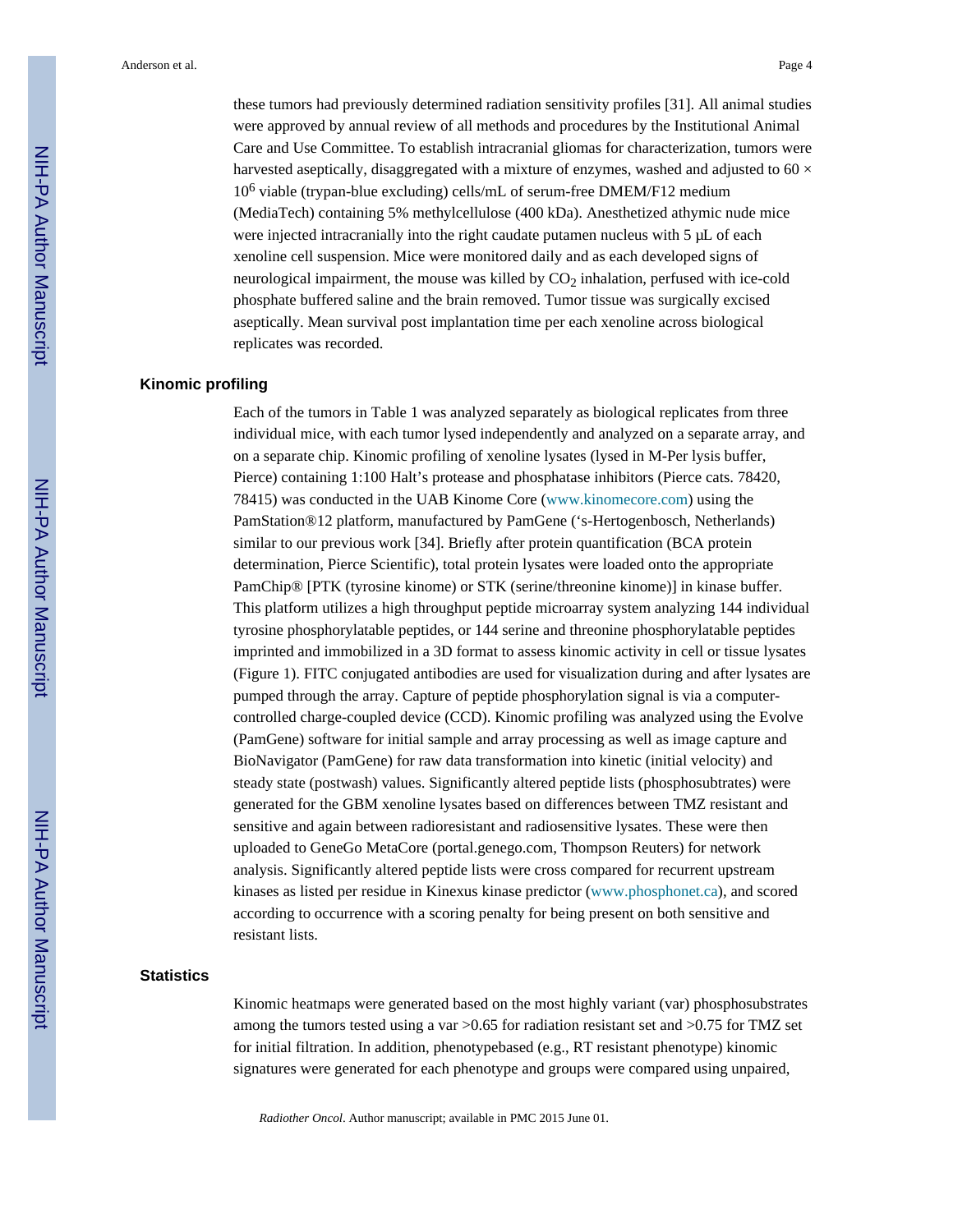these tumors had previously determined radiation sensitivity profiles [31]. All animal studies were approved by annual review of all methods and procedures by the Institutional Animal Care and Use Committee. To establish intracranial gliomas for characterization, tumors were harvested aseptically, disaggregated with a mixture of enzymes, washed and adjusted to $60 \times 10^6$ viable (trypan-blue excluding) cells/mL of serum-free DMEM/F12 medium (MediaTech) containing 5% methylcellulose (400 kDa). Anesthetized athymic nude mice were injected intracranially into the right caudate putamen nucleus with 5 μL of each xenoline cell suspension. Mice were monitored daily and as each developed signs of neurological impairment, the mouse was killed by $CO_2$ inhalation, perfused with ice-cold phosphate buffered saline and the brain removed. Tumor tissue was surgically excised aseptically. Mean survival post implantation time per each xenoline across biological replicates was recorded.

## Kinomic profiling

Each of the tumors in Table 1 was analyzed separately as biological replicates from three individual mice, with each tumor lysed independently and analyzed on a separate array, and on a separate chip. Kinomic profiling of xenoline lysates (lysed in M-Per lysis buffer, Pierce) containing 1:100 Halt's protease and phosphatase inhibitors (Pierce cats. 78420, 78415) was conducted in the UAB Kinome Core (www.kinomecore.com) using the PamStation®12 platform, manufactured by PamGene ('s-Hertogenbosch, Netherlands) similar to our previous work [34]. Briefly after protein quantification (BCA protein determination, Pierce Scientific), total protein lysates were loaded onto the appropriate PamChip® [PTK (tyrosine kinome) or STK (serine/threonine kinome)] in kinase buffer. This platform utilizes a high throughput peptide microarray system analyzing 144 individual tyrosine phosphorylatable peptides, or 144 serine and threonine phosphorylatable peptides imprinted and immobilized in a 3D format to assess kinomic activity in cell or tissue lysates (Figure 1). FITC conjugated antibodies are used for visualization during and after lysates are pumped through the array. Capture of peptide phosphorylation signal is via a computer-controlled charge-coupled device (CCD). Kinomic profiling was analyzed using the Evolve (PamGene) software for initial sample and array processing as well as image capture and BioNavigator (PamGene) for raw data transformation into kinetic (initial velocity) and steady state (postwash) values. Significantly altered peptide lists (phosphosubtrates) were generated for the GBM xenoline lysates based on differences between TMZ resistant and sensitive and again between radioresistant and radiosensitive lysates. These were then uploaded to GeneGo MetaCore (portal.genego.com, Thompson Reuters) for network analysis. Significantly altered peptide lists were cross compared for recurrent upstream kinases as listed per residue in Kinexus kinase predictor (www.phosphonet.ca), and scored according to occurrence with a scoring penalty for being present on both sensitive and resistant lists.

## Statistics

Kinomic heatmaps were generated based on the most highly variant (var) phosphosubstrates among the tumors tested using a var >0.65 for radiation resistant set and >0.75 for TMZ set for initial filtration. In addition, phenotypebased (e.g., RT resistant phenotype) kinomic signatures were generated for each phenotype and groups were compared using unpaired,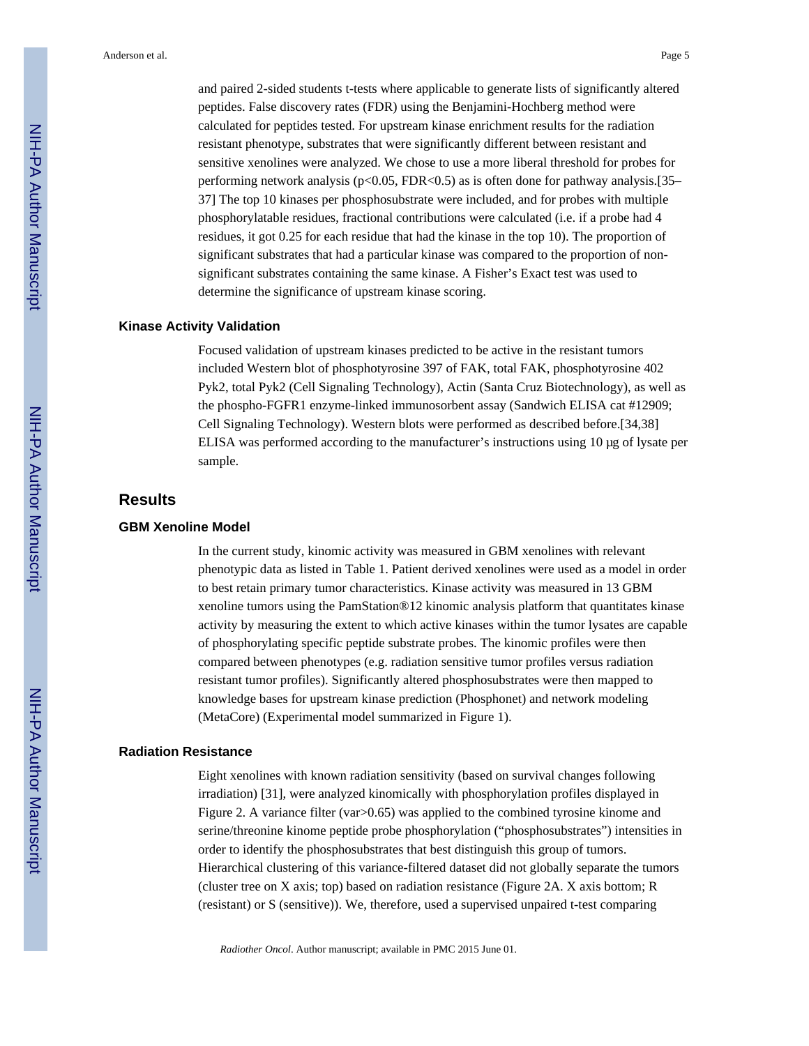and paired 2-sided students t-tests where applicable to generate lists of significantly altered peptides. False discovery rates (FDR) using the Benjamini-Hochberg method were calculated for peptides tested. For upstream kinase enrichment results for the radiation resistant phenotype, substrates that were significantly different between resistant and sensitive xenolines were analyzed. We chose to use a more liberal threshold for probes for performing network analysis ($p<0.05$, $FDR<0.5$) as is often done for pathway analysis.[35–37] The top 10 kinases per phosphosubstrate were included, and for probes with multiple phosphorylatable residues, fractional contributions were calculated (i.e. if a probe had 4 residues, it got 0.25 for each residue that had the kinase in the top 10). The proportion of significant substrates that had a particular kinase was compared to the proportion of non-significant substrates containing the same kinase. A Fisher's Exact test was used to determine the significance of upstream kinase scoring.

### Kinase Activity Validation

Focused validation of upstream kinases predicted to be active in the resistant tumors included Western blot of phosphotyrosine 397 of FAK, total FAK, phosphotyrosine 402 Pyk2, total Pyk2 (Cell Signaling Technology), Actin (Santa Cruz Biotechnology), as well as the phospho-FGFR1 enzyme-linked immunosorbent assay (Sandwich ELISA cat #12909; Cell Signaling Technology). Western blots were performed as described before.[34,38] ELISA was performed according to the manufacturer's instructions using 10 μg of lysate per sample.

## Results

### GBM Xenoline Model

In the current study, kinomic activity was measured in GBM xenolines with relevant phenotypic data as listed in Table 1. Patient derived xenolines were used as a model in order to best retain primary tumor characteristics. Kinase activity was measured in 13 GBM xenoline tumors using the PamStation®12 kinomic analysis platform that quantitates kinase activity by measuring the extent to which active kinases within the tumor lysates are capable of phosphorylating specific peptide substrate probes. The kinomic profiles were then compared between phenotypes (e.g. radiation sensitive tumor profiles versus radiation resistant tumor profiles). Significantly altered phosphosubstrates were then mapped to knowledge bases for upstream kinase prediction (Phosphonet) and network modeling (MetaCore) (Experimental model summarized in Figure 1).

### Radiation Resistance

Eight xenolines with known radiation sensitivity (based on survival changes following irradiation) [31], were analyzed kinomically with phosphorylation profiles displayed in Figure 2. A variance filter ($var>0.65$) was applied to the combined tyrosine kinome and serine/threonine kinome peptide probe phosphorylation ("phosphosubstrates") intensities in order to identify the phosphosubstrates that best distinguish this group of tumors. Hierarchical clustering of this variance-filtered dataset did not globally separate the tumors (cluster tree on X axis; top) based on radiation resistance (Figure 2A. X axis bottom; R (resistant) or S (sensitive)). We, therefore, used a supervised unpaired t-test comparing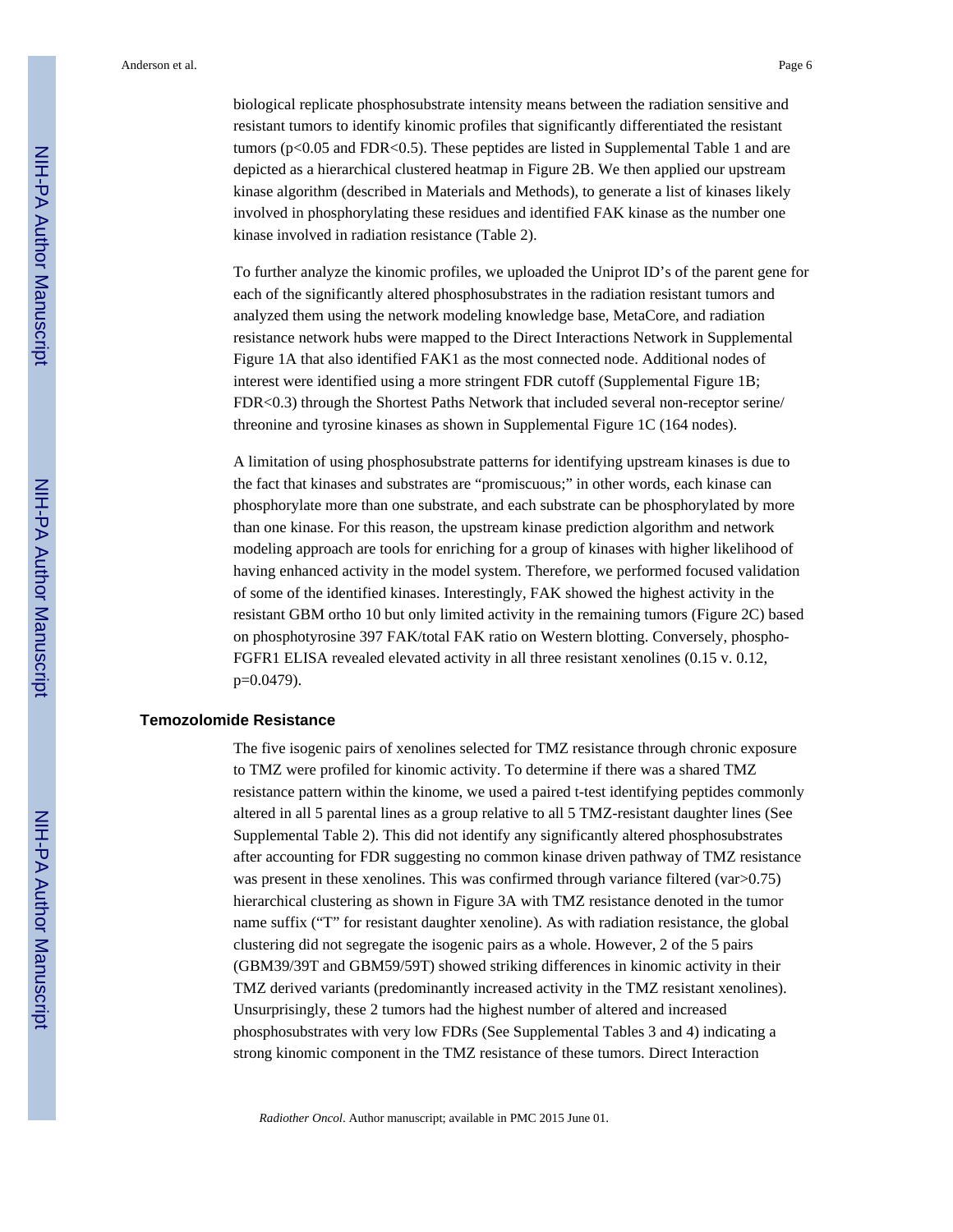biological replicate phosphosubstrate intensity means between the radiation sensitive and resistant tumors to identify kinomic profiles that significantly differentiated the resistant tumors ($p<0.05$ and FDR<0.5). These peptides are listed in Supplemental Table 1 and are depicted as a hierarchical clustered heatmap in Figure 2B. We then applied our upstream kinase algorithm (described in Materials and Methods), to generate a list of kinases likely involved in phosphorylating these residues and identified FAK kinase as the number one kinase involved in radiation resistance (Table 2).

To further analyze the kinomic profiles, we uploaded the Uniprot ID's of the parent gene for each of the significantly altered phosphosubstrates in the radiation resistant tumors and analyzed them using the network modeling knowledge base, MetaCore, and radiation resistance network hubs were mapped to the Direct Interactions Network in Supplemental Figure 1A that also identified FAK1 as the most connected node. Additional nodes of interest were identified using a more stringent FDR cutoff (Supplemental Figure 1B; FDR<0.3) through the Shortest Paths Network that included several non-receptor serine/threonine and tyrosine kinases as shown in Supplemental Figure 1C (164 nodes).

A limitation of using phosphosubstrate patterns for identifying upstream kinases is due to the fact that kinases and substrates are "promiscuous;" in other words, each kinase can phosphorylate more than one substrate, and each substrate can be phosphorylated by more than one kinase. For this reason, the upstream kinase prediction algorithm and network modeling approach are tools for enriching for a group of kinases with higher likelihood of having enhanced activity in the model system. Therefore, we performed focused validation of some of the identified kinases. Interestingly, FAK showed the highest activity in the resistant GBM ortho 10 but only limited activity in the remaining tumors (Figure 2C) based on phosphotyrosine 397 FAK/total FAK ratio on Western blotting. Conversely, phospho-FGFR1 ELISA revealed elevated activity in all three resistant xenolines (0.15 v. 0.12, $p=0.0479$).

## Temozolomide Resistance

The five isogenic pairs of xenolines selected for TMZ resistance through chronic exposure to TMZ were profiled for kinomic activity. To determine if there was a shared TMZ resistance pattern within the kinome, we used a paired t-test identifying peptides commonly altered in all 5 parental lines as a group relative to all 5 TMZ-resistant daughter lines (See Supplemental Table 2). This did not identify any significantly altered phosphosubstrates after accounting for FDR suggesting no common kinase driven pathway of TMZ resistance was present in these xenolines. This was confirmed through variance filtered (var>0.75) hierarchical clustering as shown in Figure 3A with TMZ resistance denoted in the tumor name suffix ("T" for resistant daughter xenoline). As with radiation resistance, the global clustering did not segregate the isogenic pairs as a whole. However, 2 of the 5 pairs (GBM39/39T and GBM59/59T) showed striking differences in kinomic activity in their TMZ derived variants (predominantly increased activity in the TMZ resistant xenolines). Unsurprisingly, these 2 tumors had the highest number of altered and increased phosphosubstrates with very low FDRs (See Supplemental Tables 3 and 4) indicating a strong kinomic component in the TMZ resistance of these tumors. Direct Interaction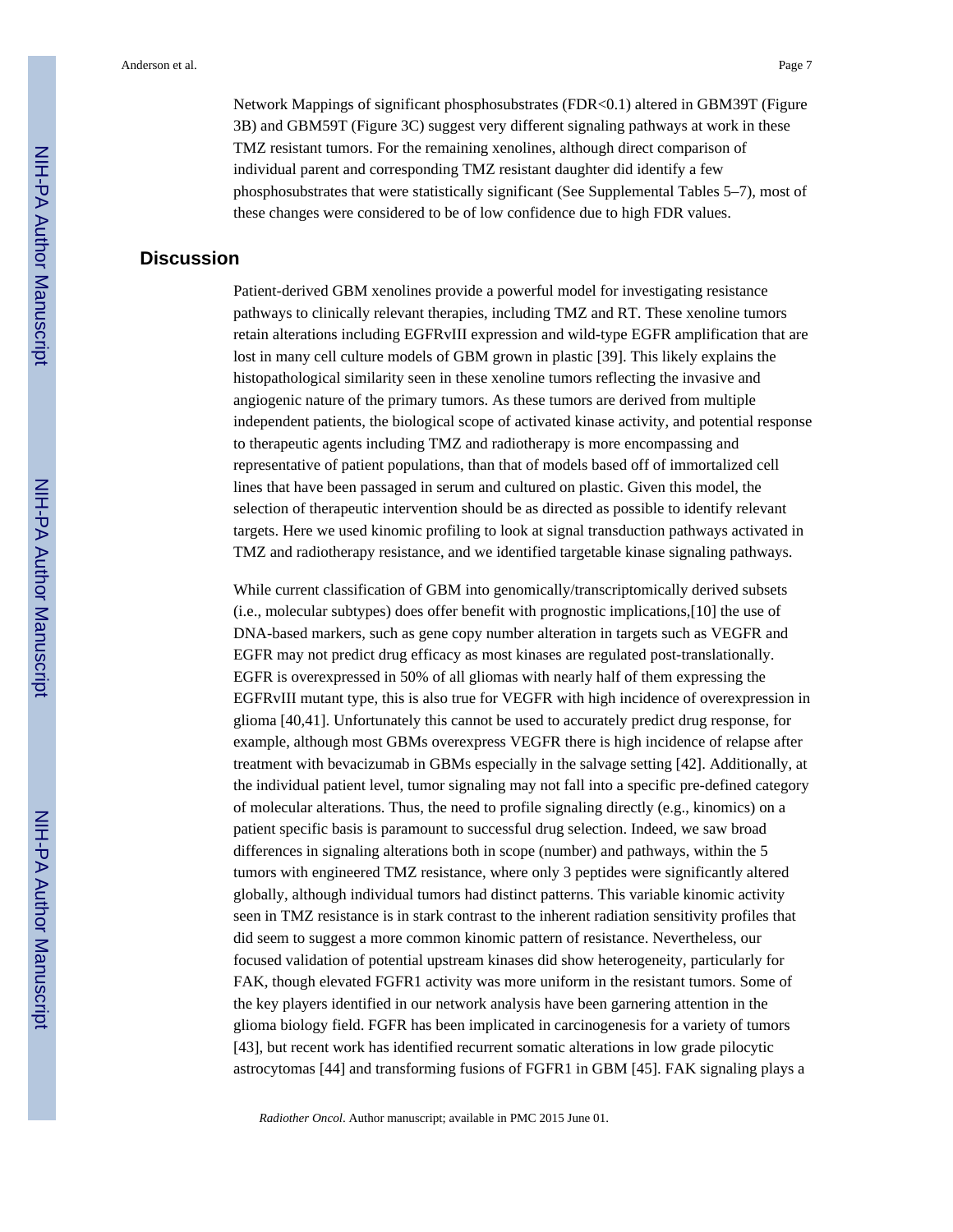Network Mappings of significant phosphosubstrates (FDR<0.1) altered in GBM39T (Figure 3B) and GBM59T (Figure 3C) suggest very different signaling pathways at work in these TMZ resistant tumors. For the remaining xenolines, although direct comparison of individual parent and corresponding TMZ resistant daughter did identify a few phosphosubstrates that were statistically significant (See Supplemental Tables 5–7), most of these changes were considered to be of low confidence due to high FDR values.

## Discussion

Patient-derived GBM xenolines provide a powerful model for investigating resistance pathways to clinically relevant therapies, including TMZ and RT. These xenoline tumors retain alterations including EGFRvIII expression and wild-type EGFR amplification that are lost in many cell culture models of GBM grown in plastic [39]. This likely explains the histopathological similarity seen in these xenoline tumors reflecting the invasive and angiogenic nature of the primary tumors. As these tumors are derived from multiple independent patients, the biological scope of activated kinase activity, and potential response to therapeutic agents including TMZ and radiotherapy is more encompassing and representative of patient populations, than that of models based off of immortalized cell lines that have been passaged in serum and cultured on plastic. Given this model, the selection of therapeutic intervention should be as directed as possible to identify relevant targets. Here we used kinomic profiling to look at signal transduction pathways activated in TMZ and radiotherapy resistance, and we identified targetable kinase signaling pathways.

While current classification of GBM into genomically/transcriptomically derived subsets (i.e., molecular subtypes) does offer benefit with prognostic implications,[10] the use of DNA-based markers, such as gene copy number alteration in targets such as VEGFR and EGFR may not predict drug efficacy as most kinases are regulated post-translationally. EGFR is overexpressed in 50% of all gliomas with nearly half of them expressing the EGFRvIII mutant type, this is also true for VEGFR with high incidence of overexpression in glioma [40,41]. Unfortunately this cannot be used to accurately predict drug response, for example, although most GBMs overexpress VEGFR there is high incidence of relapse after treatment with bevacizumab in GBMs especially in the salvage setting [42]. Additionally, at the individual patient level, tumor signaling may not fall into a specific pre-defined category of molecular alterations. Thus, the need to profile signaling directly (e.g., kinomics) on a patient specific basis is paramount to successful drug selection. Indeed, we saw broad differences in signaling alterations both in scope (number) and pathways, within the 5 tumors with engineered TMZ resistance, where only 3 peptides were significantly altered globally, although individual tumors had distinct patterns. This variable kinomic activity seen in TMZ resistance is in stark contrast to the inherent radiation sensitivity profiles that did seem to suggest a more common kinomic pattern of resistance. Nevertheless, our focused validation of potential upstream kinases did show heterogeneity, particularly for FAK, though elevated FGFR1 activity was more uniform in the resistant tumors. Some of the key players identified in our network analysis have been garnering attention in the glioma biology field. FGFR has been implicated in carcinogenesis for a variety of tumors [43], but recent work has identified recurrent somatic alterations in low grade pilocytic astrocytomas [44] and transforming fusions of FGFR1 in GBM [45]. FAK signaling plays a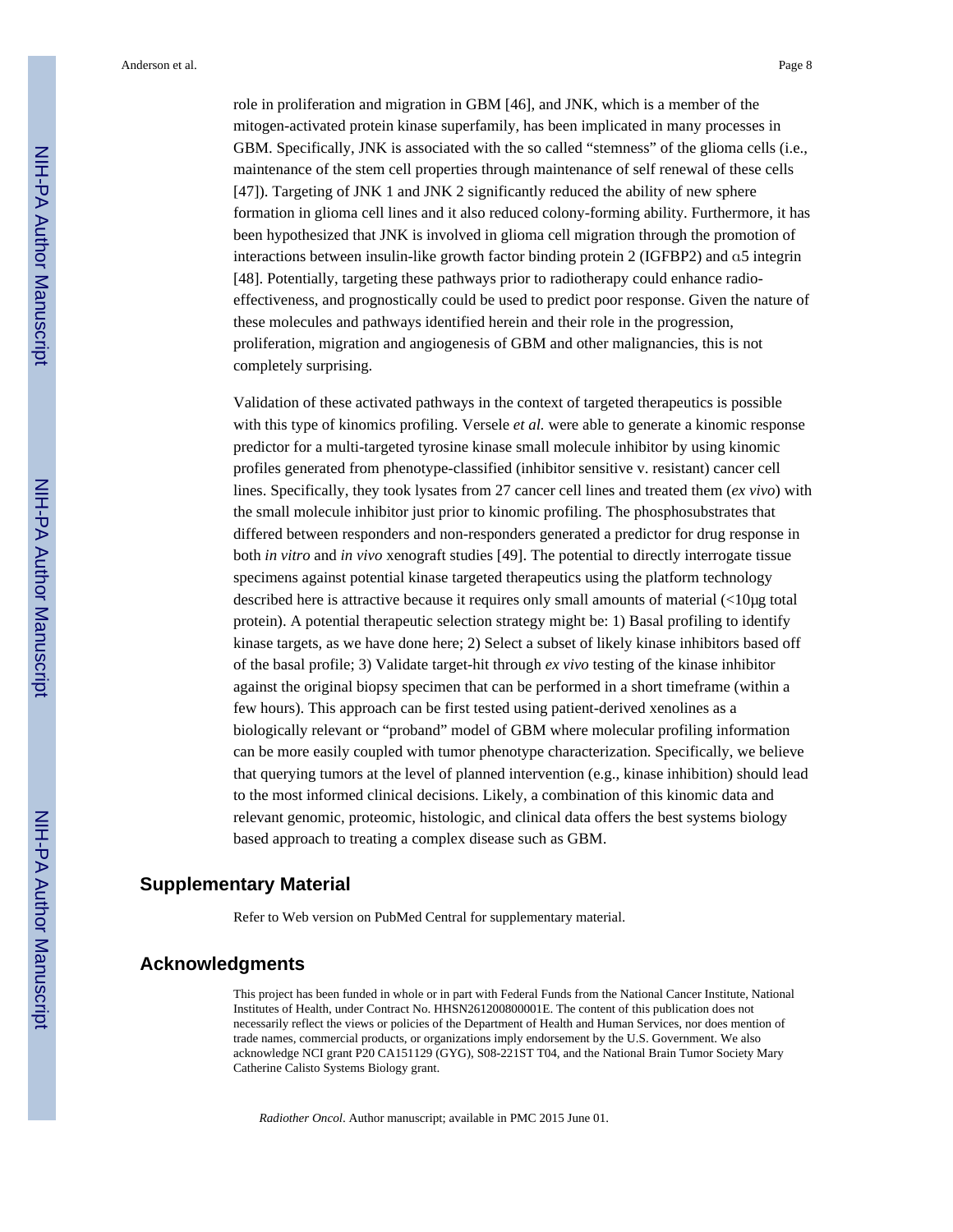role in proliferation and migration in GBM [46], and JNK, which is a member of the mitogen-activated protein kinase superfamily, has been implicated in many processes in GBM. Specifically, JNK is associated with the so called "stemness" of the glioma cells (i.e., maintenance of the stem cell properties through maintenance of self renewal of these cells [47]). Targeting of JNK 1 and JNK 2 significantly reduced the ability of new sphere formation in glioma cell lines and it also reduced colony-forming ability. Furthermore, it has been hypothesized that JNK is involved in glioma cell migration through the promotion of interactions between insulin-like growth factor binding protein 2 (IGFBP2) and α5 integrin [48]. Potentially, targeting these pathways prior to radiotherapy could enhance radio-effectiveness, and prognostically could be used to predict poor response. Given the nature of these molecules and pathways identified herein and their role in the progression, proliferation, migration and angiogenesis of GBM and other malignancies, this is not completely surprising.

Validation of these activated pathways in the context of targeted therapeutics is possible with this type of kinomics profiling. Versele *et al.* were able to generate a kinomic response predictor for a multi-targeted tyrosine kinase small molecule inhibitor by using kinomic profiles generated from phenotype-classified (inhibitor sensitive v. resistant) cancer cell lines. Specifically, they took lysates from 27 cancer cell lines and treated them (*ex vivo*) with the small molecule inhibitor just prior to kinomic profiling. The phosphosubstrates that differed between responders and non-responders generated a predictor for drug response in both *in vitro* and *in vivo* xenograft studies [49]. The potential to directly interrogate tissue specimens against potential kinase targeted therapeutics using the platform technology described here is attractive because it requires only small amounts of material (<10μg total protein). A potential therapeutic selection strategy might be: 1) Basal profiling to identify kinase targets, as we have done here; 2) Select a subset of likely kinase inhibitors based off of the basal profile; 3) Validate target-hit through *ex vivo* testing of the kinase inhibitor against the original biopsy specimen that can be performed in a short timeframe (within a few hours). This approach can be first tested using patient-derived xenolines as a biologically relevant or "proband" model of GBM where molecular profiling information can be more easily coupled with tumor phenotype characterization. Specifically, we believe that querying tumors at the level of planned intervention (e.g., kinase inhibition) should lead to the most informed clinical decisions. Likely, a combination of this kinomic data and relevant genomic, proteomic, histologic, and clinical data offers the best systems biology based approach to treating a complex disease such as GBM.

## Supplementary Material

Refer to Web version on PubMed Central for supplementary material.

## Acknowledgments

This project has been funded in whole or in part with Federal Funds from the National Cancer Institute, National Institutes of Health, under Contract No. HHSN261200800001E. The content of this publication does not necessarily reflect the views or policies of the Department of Health and Human Services, nor does mention of trade names, commercial products, or organizations imply endorsement by the U.S. Government. We also acknowledge NCI grant P20 CA151129 (GYG), S08-221ST T04, and the National Brain Tumor Society Mary Catherine Calisto Systems Biology grant.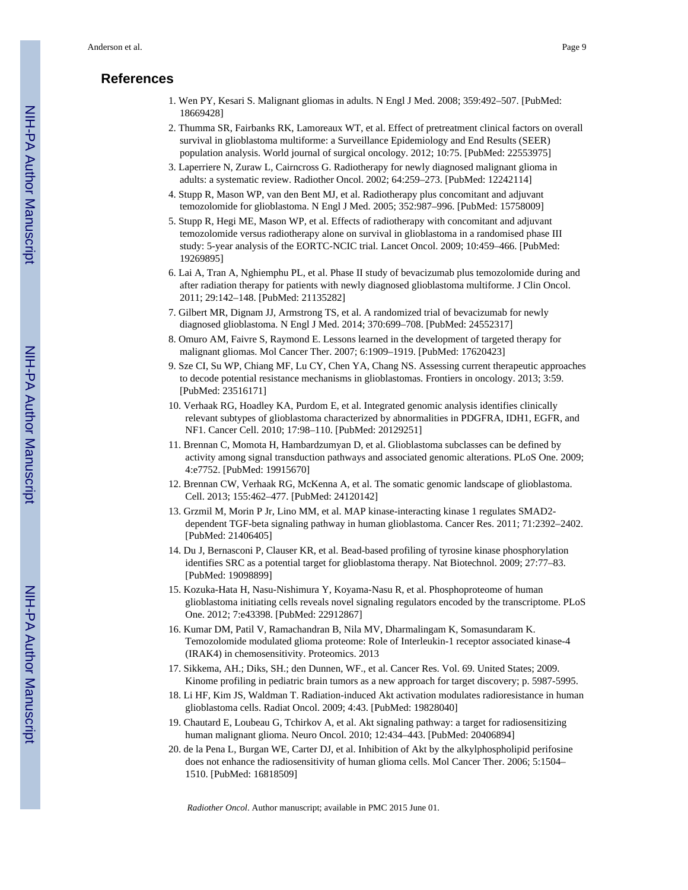## References

1. Wen PY, Kesari S. Malignant gliomas in adults. N Engl J Med. 2008; 359:492–507. [PubMed: 18669428]
2. Thumma SR, Fairbanks RK, Lamoreaux WT, et al. Effect of pretreatment clinical factors on overall survival in glioblastoma multiforme: a Surveillance Epidemiology and End Results (SEER) population analysis. World journal of surgical oncology. 2012; 10:75. [PubMed: 22553975]
3. Laperriere N, Zuraw L, Cairncross G. Radiotherapy for newly diagnosed malignant glioma in adults: a systematic review. Radiother Oncol. 2002; 64:259–273. [PubMed: 12242114]
4. Stupp R, Mason WP, van den Bent MJ, et al. Radiotherapy plus concomitant and adjuvant temozolomide for glioblastoma. N Engl J Med. 2005; 352:987–996. [PubMed: 15758009]
5. Stupp R, Hegi ME, Mason WP, et al. Effects of radiotherapy with concomitant and adjuvant temozolomide versus radiotherapy alone on survival in glioblastoma in a randomised phase III study: 5-year analysis of the EORTC-NCIC trial. Lancet Oncol. 2009; 10:459–466. [PubMed: 19269895]
6. Lai A, Tran A, Nghiemphu PL, et al. Phase II study of bevacizumab plus temozolomide during and after radiation therapy for patients with newly diagnosed glioblastoma multiforme. J Clin Oncol. 2011; 29:142–148. [PubMed: 21135282]
7. Gilbert MR, Dignam JJ, Armstrong TS, et al. A randomized trial of bevacizumab for newly diagnosed glioblastoma. N Engl J Med. 2014; 370:699–708. [PubMed: 24552317]
8. Omuro AM, Faivre S, Raymond E. Lessons learned in the development of targeted therapy for malignant gliomas. Mol Cancer Ther. 2007; 6:1909–1919. [PubMed: 17620423]
9. Sze CI, Su WP, Chiang MF, Lu CY, Chen YA, Chang NS. Assessing current therapeutic approaches to decode potential resistance mechanisms in glioblastomas. Frontiers in oncology. 2013; 3:59. [PubMed: 23516171]
10. Verhaak RG, Hoadley KA, Purdom E, et al. Integrated genomic analysis identifies clinically relevant subtypes of glioblastoma characterized by abnormalities in PDGFRA, IDH1, EGFR, and NF1. Cancer Cell. 2010; 17:98–110. [PubMed: 20129251]
11. Brennan C, Momota H, Hambardzumyan D, et al. Glioblastoma subclasses can be defined by activity among signal transduction pathways and associated genomic alterations. PLoS One. 2009; 4:e7752. [PubMed: 19915670]
12. Brennan CW, Verhaak RG, McKenna A, et al. The somatic genomic landscape of glioblastoma. Cell. 2013; 155:462–477. [PubMed: 24120142]
13. Grzmil M, Morin P Jr, Lino MM, et al. MAP kinase-interacting kinase 1 regulates SMAD2-dependent TGF-beta signaling pathway in human glioblastoma. Cancer Res. 2011; 71:2392–2402. [PubMed: 21406405]
14. Du J, Bernasconi P, Clauser KR, et al. Bead-based profiling of tyrosine kinase phosphorylation identifies SRC as a potential target for glioblastoma therapy. Nat Biotechnol. 2009; 27:77–83. [PubMed: 19098899]
15. Kozuka-Hata H, Nasu-Nishimura Y, Koyama-Nasu R, et al. Phosphoproteome of human glioblastoma initiating cells reveals novel signaling regulators encoded by the transcriptome. PLoS One. 2012; 7:e43398. [PubMed: 22912867]
16. Kumar DM, Patil V, Ramachandran B, Nila MV, Dharmalingam K, Somasundaram K. Temozolomide modulated glioma proteome: Role of Interleukin-1 receptor associated kinase-4 (IRAK4) in chemosensitivity. Proteomics. 2013
17. Sikkema, AH.; Diks, SH.; den Dunnen, WF., et al. Cancer Res. Vol. 69. United States; 2009. Kinome profiling in pediatric brain tumors as a new approach for target discovery; p. 5987-5995.
18. Li HF, Kim JS, Waldman T. Radiation-induced Akt activation modulates radioresistance in human glioblastoma cells. Radiat Oncol. 2009; 4:43. [PubMed: 19828040]
19. Chautard E, Loubeau G, Tchirkov A, et al. Akt signaling pathway: a target for radiosensitizing human malignant glioma. Neuro Oncol. 2010; 12:434–443. [PubMed: 20406894]
20. de la Pena L, Burgan WE, Carter DJ, et al. Inhibition of Akt by the alkylphospholipid perifosine does not enhance the radiosensitivity of human glioma cells. Mol Cancer Ther. 2006; 5:1504–1510. [PubMed: 16818509]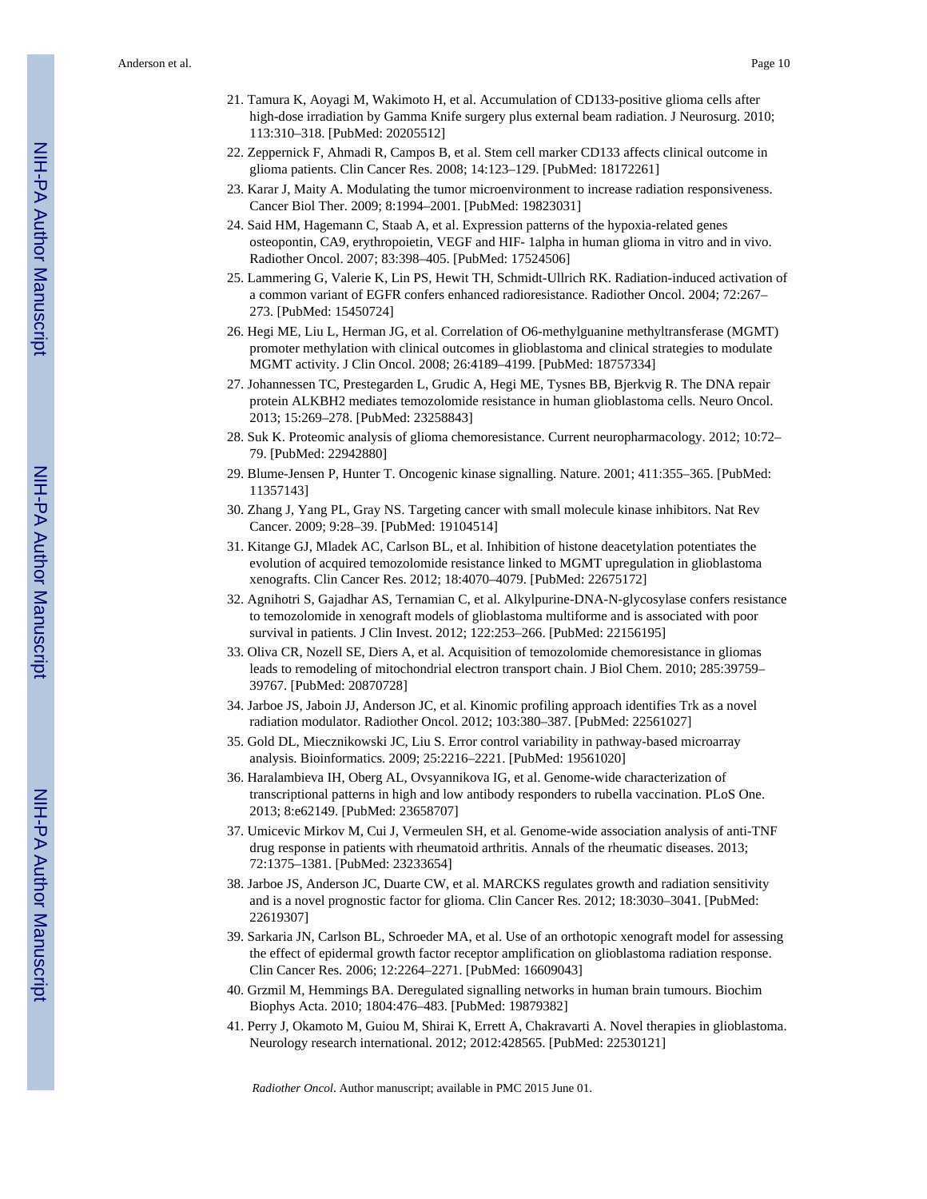21. Tamura K, Aoyagi M, Wakimoto H, et al. Accumulation of CD133-positive glioma cells after high-dose irradiation by Gamma Knife surgery plus external beam radiation. J Neurosurg. 2010; 113:310–318. [PubMed: 20205512]
22. Zeppernick F, Ahmadi R, Campos B, et al. Stem cell marker CD133 affects clinical outcome in glioma patients. Clin Cancer Res. 2008; 14:123–129. [PubMed: 18172261]
23. Karar J, Maity A. Modulating the tumor microenvironment to increase radiation responsiveness. Cancer Biol Ther. 2009; 8:1994–2001. [PubMed: 19823031]
24. Said HM, Hagemann C, Staab A, et al. Expression patterns of the hypoxia-related genes osteopontin, CA9, erythropoietin, VEGF and HIF- 1alpha in human glioma in vitro and in vivo. Radiother Oncol. 2007; 83:398–405. [PubMed: 17524506]
25. Lammering G, Valerie K, Lin PS, Hewit TH, Schmidt-Ullrich RK. Radiation-induced activation of a common variant of EGFR confers enhanced radioresistance. Radiother Oncol. 2004; 72:267–273. [PubMed: 15450724]
26. Hegi ME, Liu L, Herman JG, et al. Correlation of O6-methylguanine methyltransferase (MGMT) promoter methylation with clinical outcomes in glioblastoma and clinical strategies to modulate MGMT activity. J Clin Oncol. 2008; 26:4189–4199. [PubMed: 18757334]
27. Johannessen TC, Prestegarden L, Grudic A, Hegi ME, Tysnes BB, Bjerkvig R. The DNA repair protein ALKBH2 mediates temozolomide resistance in human glioblastoma cells. Neuro Oncol. 2013; 15:269–278. [PubMed: 23258843]
28. Suk K. Proteomic analysis of glioma chemoresistance. Current neuropharmacology. 2012; 10:72–79. [PubMed: 22942880]
29. Blume-Jensen P, Hunter T. Oncogenic kinase signalling. Nature. 2001; 411:355–365. [PubMed: 11357143]
30. Zhang J, Yang PL, Gray NS. Targeting cancer with small molecule kinase inhibitors. Nat Rev Cancer. 2009; 9:28–39. [PubMed: 19104514]
31. Kitange GJ, Mladek AC, Carlson BL, et al. Inhibition of histone deacetylation potentiates the evolution of acquired temozolomide resistance linked to MGMT upregulation in glioblastoma xenografts. Clin Cancer Res. 2012; 18:4070–4079. [PubMed: 22675172]
32. Agnihotri S, Gajadhar AS, Ternamian C, et al. Alkylpurine-DNA-N-glycosylase confers resistance to temozolomide in xenograft models of glioblastoma multiforme and is associated with poor survival in patients. J Clin Invest. 2012; 122:253–266. [PubMed: 22156195]
33. Oliva CR, Nozell SE, Diers A, et al. Acquisition of temozolomide chemoresistance in gliomas leads to remodeling of mitochondrial electron transport chain. J Biol Chem. 2010; 285:39759–39767. [PubMed: 20870728]
34. Jarboe JS, Jaboin JJ, Anderson JC, et al. Kinomic profiling approach identifies Trk as a novel radiation modulator. Radiother Oncol. 2012; 103:380–387. [PubMed: 22561027]
35. Gold DL, Miecznikowski JC, Liu S. Error control variability in pathway-based microarray analysis. Bioinformatics. 2009; 25:2216–2221. [PubMed: 19561020]
36. Haralambieva IH, Oberg AL, Ovsyannikova IG, et al. Genome-wide characterization of transcriptional patterns in high and low antibody responders to rubella vaccination. PLoS One. 2013; 8:e62149. [PubMed: 23658707]
37. Umicevic Mirkov M, Cui J, Vermeulen SH, et al. Genome-wide association analysis of anti-TNF drug response in patients with rheumatoid arthritis. Annals of the rheumatic diseases. 2013; 72:1375–1381. [PubMed: 23233654]
38. Jarboe JS, Anderson JC, Duarte CW, et al. MARCKS regulates growth and radiation sensitivity and is a novel prognostic factor for glioma. Clin Cancer Res. 2012; 18:3030–3041. [PubMed: 22619307]
39. Sarkaria JN, Carlson BL, Schroeder MA, et al. Use of an orthotopic xenograft model for assessing the effect of epidermal growth factor receptor amplification on glioblastoma radiation response. Clin Cancer Res. 2006; 12:2264–2271. [PubMed: 16609043]
40. Grzmil M, Hemmings BA. Deregulated signalling networks in human brain tumours. Biochim Biophys Acta. 2010; 1804:476–483. [PubMed: 19879382]
41. Perry J, Okamoto M, Guiou M, Shirai K, Errett A, Chakravarti A. Novel therapies in glioblastoma. Neurology research international. 2012; 2012:428565. [PubMed: 22530121]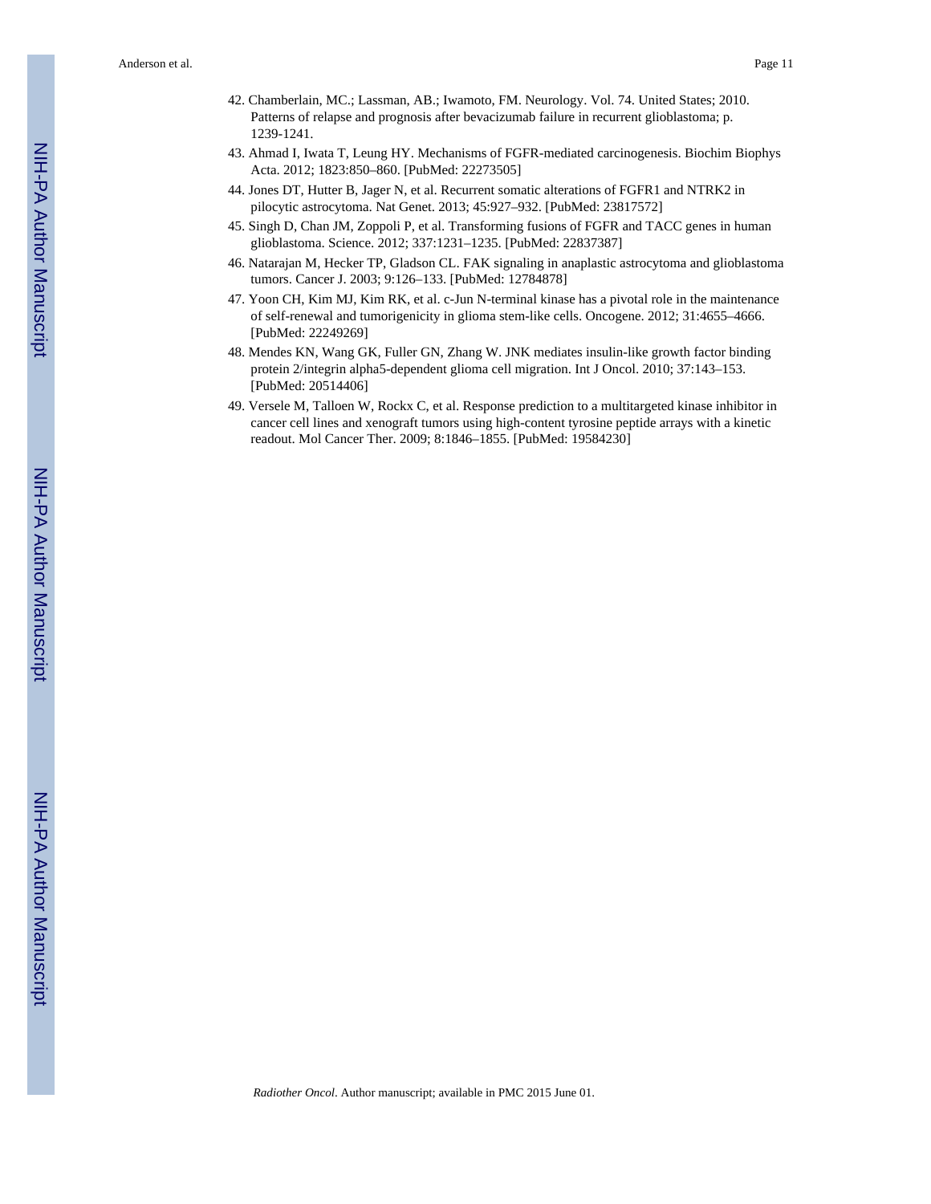42. Chamberlain, MC.; Lassman, AB.; Iwamoto, FM. Neurology. Vol. 74. United States; 2010. Patterns of relapse and prognosis after bevacizumab failure in recurrent glioblastoma; p. 1239-1241.
43. Ahmad I, Iwata T, Leung HY. Mechanisms of FGFR-mediated carcinogenesis. Biochim Biophys Acta. 2012; 1823:850–860. [PubMed: 22273505]
44. Jones DT, Hutter B, Jager N, et al. Recurrent somatic alterations of FGFR1 and NTRK2 in pilocytic astrocytoma. Nat Genet. 2013; 45:927–932. [PubMed: 23817572]
45. Singh D, Chan JM, Zoppoli P, et al. Transforming fusions of FGFR and TACC genes in human glioblastoma. Science. 2012; 337:1231–1235. [PubMed: 22837387]
46. Natarajan M, Hecker TP, Gladson CL. FAK signaling in anaplastic astrocytoma and glioblastoma tumors. Cancer J. 2003; 9:126–133. [PubMed: 12784878]
47. Yoon CH, Kim MJ, Kim RK, et al. c-Jun N-terminal kinase has a pivotal role in the maintenance of self-renewal and tumorigenicity in glioma stem-like cells. Oncogene. 2012; 31:4655–4666. [PubMed: 22249269]
48. Mendes KN, Wang GK, Fuller GN, Zhang W. JNK mediates insulin-like growth factor binding protein 2/integrin alpha5-dependent glioma cell migration. Int J Oncol. 2010; 37:143–153. [PubMed: 20514406]
49. Versele M, Talloen W, Rockx C, et al. Response prediction to a multitargeted kinase inhibitor in cancer cell lines and xenograft tumors using high-content tyrosine peptide arrays with a kinetic readout. Mol Cancer Ther. 2009; 8:1846–1855. [PubMed: 19584230]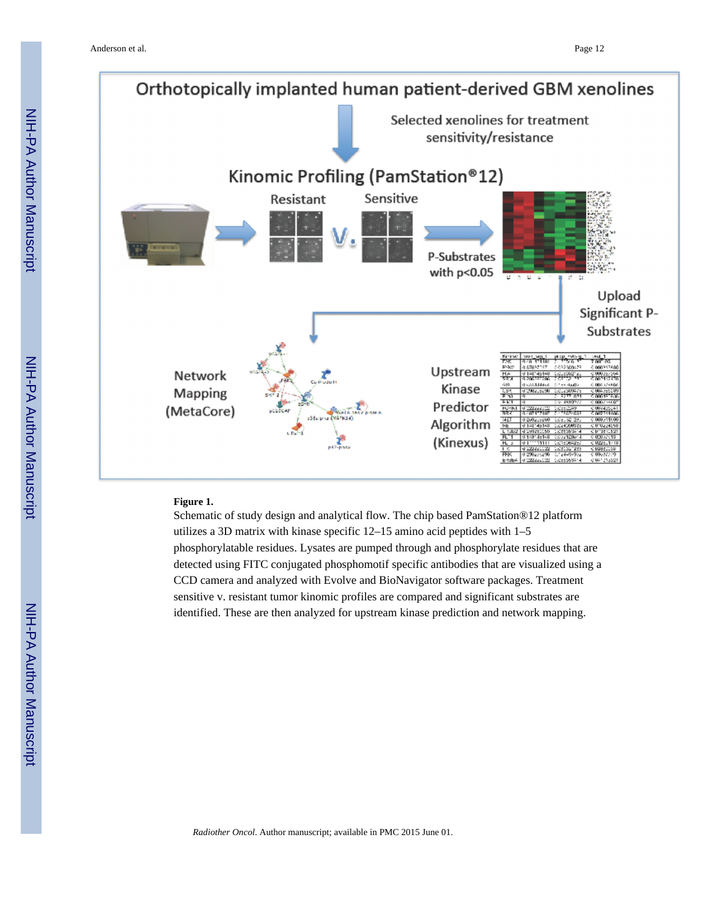**Figure 1.**

Schematic of study design and analytical flow. The chip based PamStation®12 platform utilizes a 3D matrix with kinase specific 12–15 amino acid peptides with 1–5 phosphorylatable residues. Lysates are pumped through and phosphorylate residues that are detected using FITC conjugated phosphomotif specific antibodies that are visualized using a CCD camera and analyzed with Evolve and BioNavigator software packages. Treatment sensitive v. resistant tumor kinomic profiles are compared and significant substrates are identified. These are then analyzed for upstream kinase prediction and network mapping.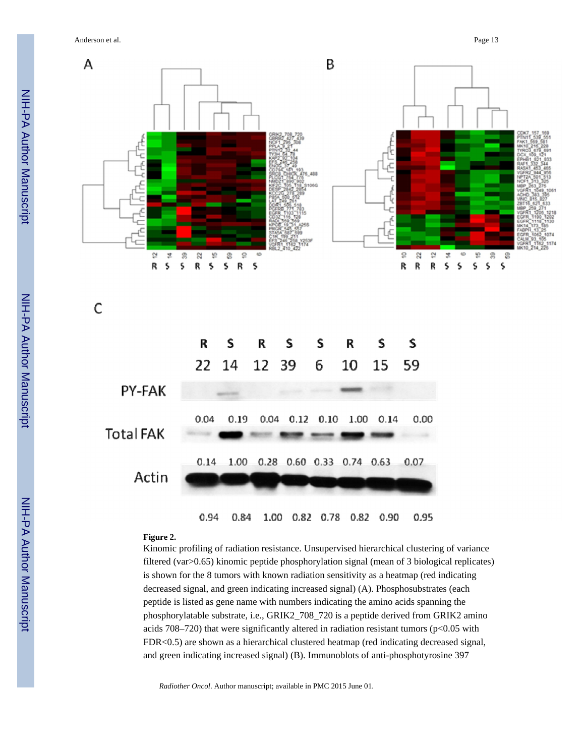A

12 14 39 22 15 59 10 6

R S S R S S R S

GRIK2_708_720
GBRB2_427_439
NCF1_296_308
PPLA_9_21
PTN12_32_44
TYBH_64_76
KAP2_92_104
EPB3_245_258
ERBB2_37_49
...

B

10 22 12 14 6 15 39 59

R R R S S S S S

CDK7_157_169
PTN11_539_551
FAK1_569_581
MK10_216_228
TYRO3_679_691
DCX_109_121
EPHB1_921_933
RAF1_332_344
RASA1_453_465
VGFR2_944_956
NPT2A_501_513
NCF1_313_325
MBP_263_275
VGFR1_1049_1061
ACHD_383_395
VINC_815_827
ZBT16_621_633
MBP_259_271
VGFR1_1206_1218
EGFR_1190_1202
EGFR_1118_1130
MK14_173_185
FABPH_13_25
EGFR_1062_1074
CALM_93_105
VGFR1_1162_1174
MK10_214_226

C

R S R S S R S S

22 14 12 39 6 10 15 59

PY-FAK

0.04 0.19 0.04 0.12 0.10 1.00 0.14 0.00

Total FAK

0.14 1.00 0.28 0.60 0.33 0.74 0.63 0.07

Actin

0.94 0.84 1.00 0.82 0.78 0.82 0.90 0.95

**Figure 2.**

Kinomic profiling of radiation resistance. Unsupervised hierarchical clustering of variance filtered (var>0.65) kinomic peptide phosphorylation signal (mean of 3 biological replicates) is shown for the 8 tumors with known radiation sensitivity as a heatmap (red indicating decreased signal, and green indicating increased signal) (A). Phosphosubstrates (each peptide is listed as gene name with numbers indicating the amino acids spanning the phosphorylatable substrate, i.e., GRIK2_708_720 is a peptide derived from GRIK2 amino acids 708–720) that were significantly altered in radiation resistant tumors ($p<0.05$ with FDR<0.5) are shown as a hierarchical clustered heatmap (red indicating decreased signal, and green indicating increased signal) (B). Immunoblots of anti-phosphotyrosine 397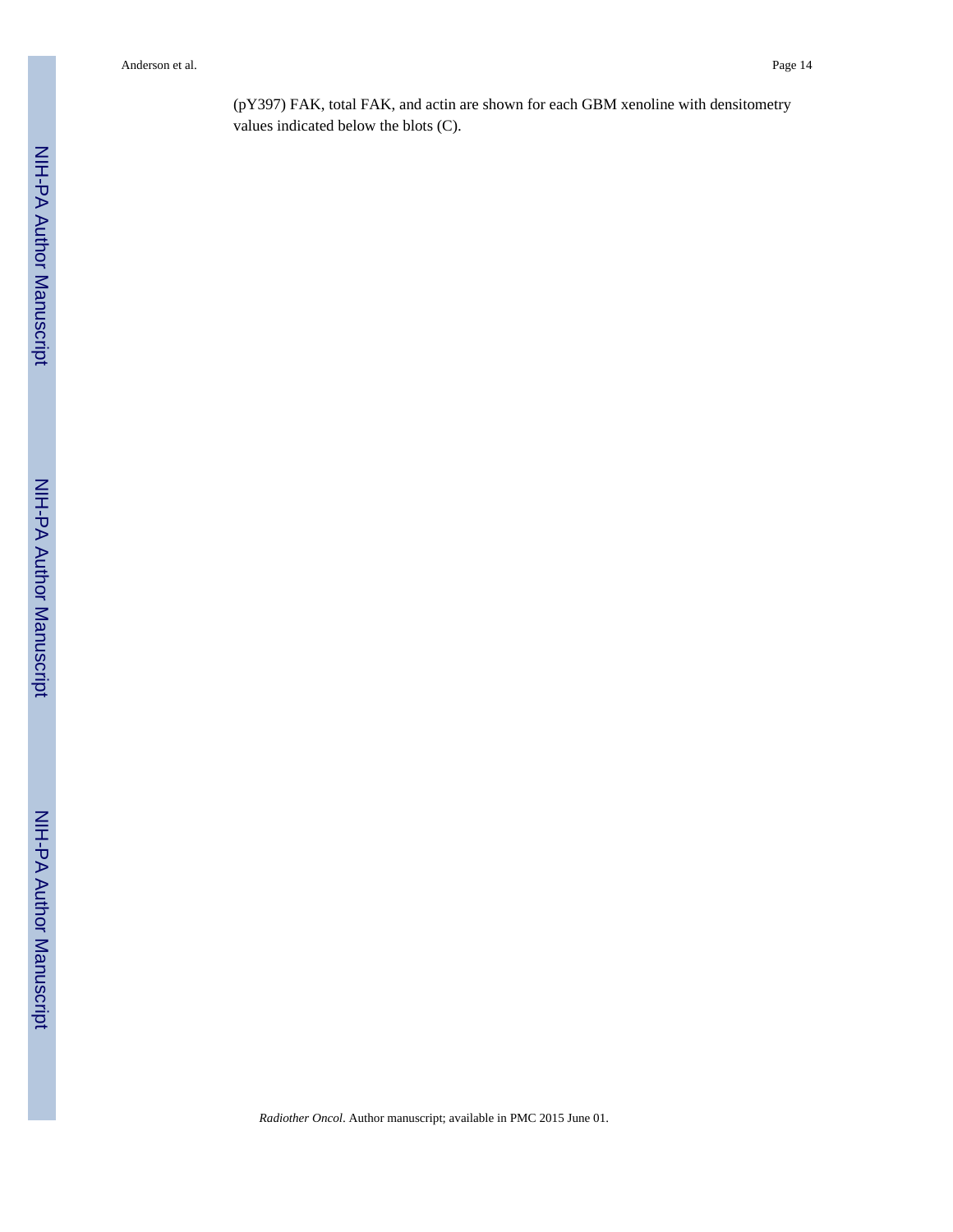(pY397) FAK, total FAK, and actin are shown for each GBM xenoline with densitometry values indicated below the blots (C).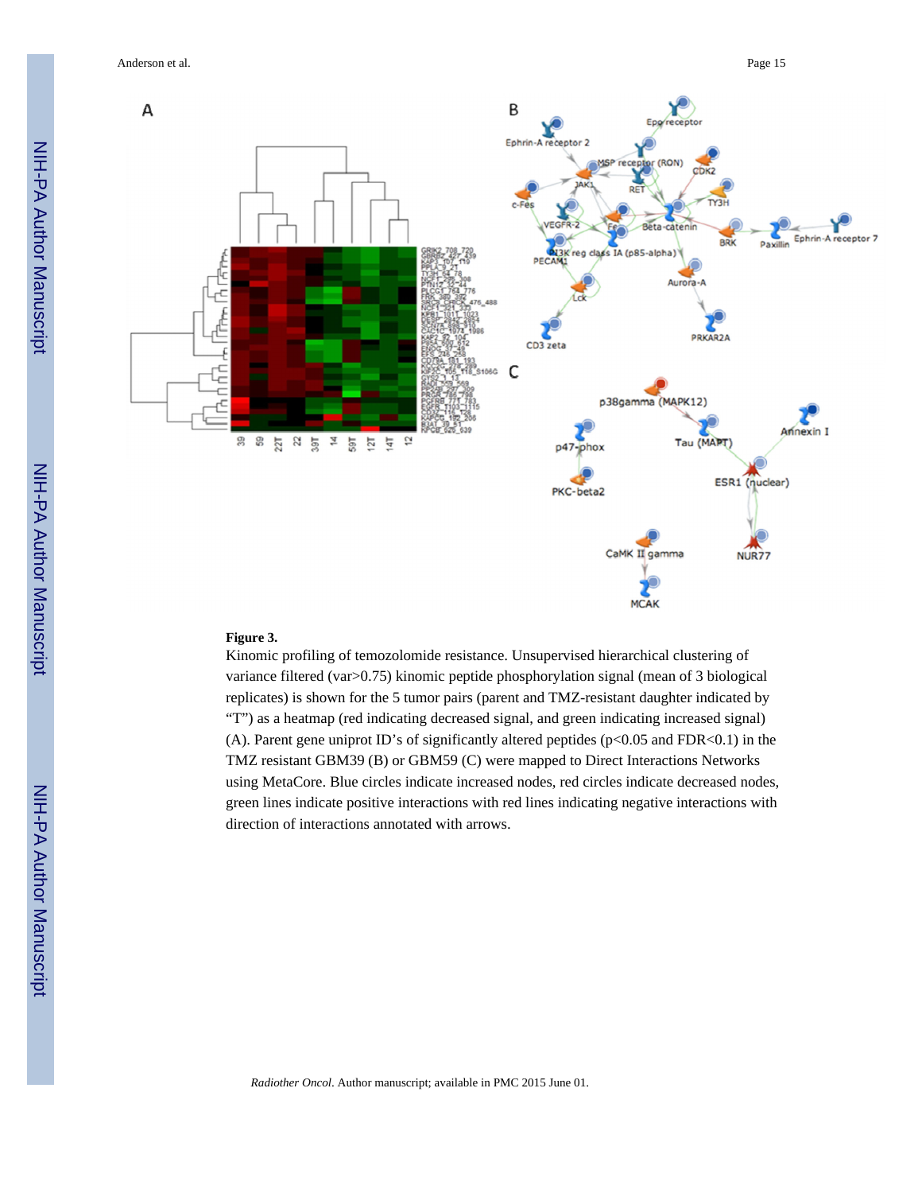A

B

C

**Figure 3.**

Kinomic profiling of temozolomide resistance. Unsupervised hierarchical clustering of variance filtered (var>0.75) kinomic peptide phosphorylation signal (mean of 3 biological replicates) is shown for the 5 tumor pairs (parent and TMZ-resistant daughter indicated by "T") as a heatmap (red indicating decreased signal, and green indicating increased signal) (A). Parent gene uniprot ID's of significantly altered peptides ($p<0.05$ and $FDR<0.1$) in the TMZ resistant GBM39 (B) or GBM59 (C) were mapped to Direct Interactions Networks using MetaCore. Blue circles indicate increased nodes, red circles indicate decreased nodes, green lines indicate positive interactions with red lines indicating negative interactions with direction of interactions annotated with arrows.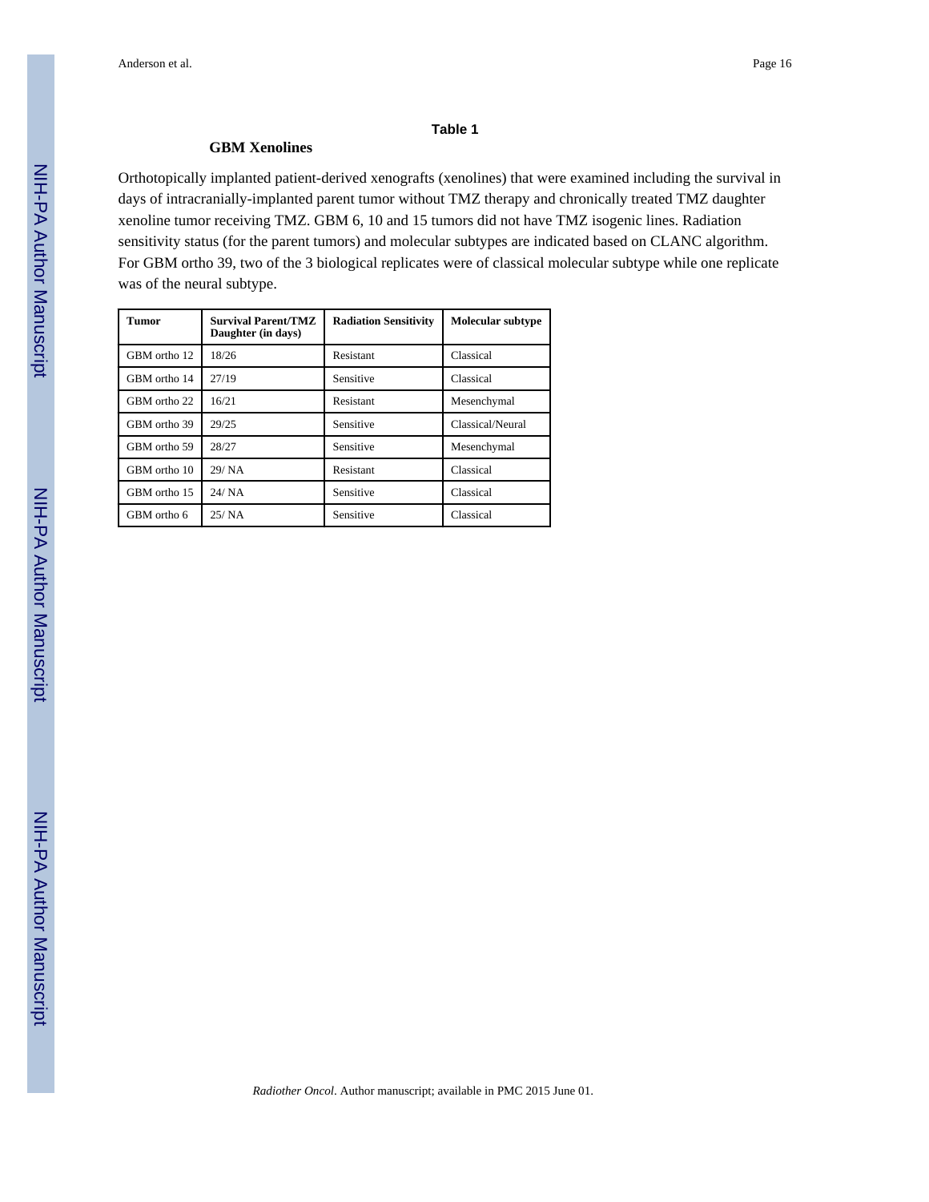## Table 1

### GBM Xenolines

Orthotopically implanted patient-derived xenografts (xenolines) that were examined including the survival in days of intracranially-implanted parent tumor without TMZ therapy and chronically treated TMZ daughter xenoline tumor receiving TMZ. GBM 6, 10 and 15 tumors did not have TMZ isogenic lines. Radiation sensitivity status (for the parent tumors) and molecular subtypes are indicated based on CLANC algorithm. For GBM ortho 39, two of the 3 biological replicates were of classical molecular subtype while one replicate was of the neural subtype.

| Tumor | Survival Parent/TMZ Daughter (in days) | Radiation Sensitivity | Molecular subtype |
|---|---|---|---|
| GBM ortho 12 | 18/26 | Resistant | Classical |
| GBM ortho 14 | 27/19 | Sensitive | Classical |
| GBM ortho 22 | 16/21 | Resistant | Mesenchymal |
| GBM ortho 39 | 29/25 | Sensitive | Classical/Neural |
| GBM ortho 59 | 28/27 | Sensitive | Mesenchymal |
| GBM ortho 10 | 29/ NA | Resistant | Classical |
| GBM ortho 15 | 24/ NA | Sensitive | Classical |
| GBM ortho 6 | 25/ NA | Sensitive | Classical |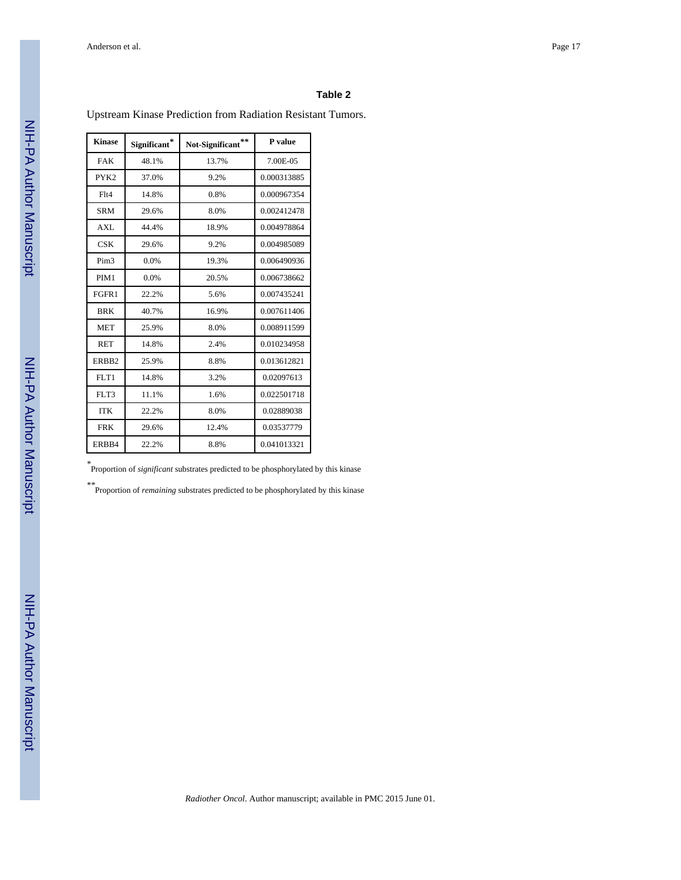## Table 2

Upstream Kinase Prediction from Radiation Resistant Tumors.

| Kinase | Significant* | Not-Significant** | P value |
|---|---|---|---|
| FAK | 48.1% | 13.7% | 7.00E-05 |
| PYK2 | 37.0% | 9.2% | 0.000313885 |
| Flt4 | 14.8% | 0.8% | 0.000967354 |
| SRM | 29.6% | 8.0% | 0.002412478 |
| AXL | 44.4% | 18.9% | 0.004978864 |
| CSK | 29.6% | 9.2% | 0.004985089 |
| Pim3 | 0.0% | 19.3% | 0.006490936 |
| PIM1 | 0.0% | 20.5% | 0.006738662 |
| FGFR1 | 22.2% | 5.6% | 0.007435241 |
| BRK | 40.7% | 16.9% | 0.007611406 |
| MET | 25.9% | 8.0% | 0.008911599 |
| RET | 14.8% | 2.4% | 0.010234958 |
| ERBB2 | 25.9% | 8.8% | 0.013612821 |
| FLT1 | 14.8% | 3.2% | 0.02097613 |
| FLT3 | 11.1% | 1.6% | 0.022501718 |
| ITK | 22.2% | 8.0% | 0.02889038 |
| FRK | 29.6% | 12.4% | 0.03537779 |
| ERBB4 | 22.2% | 8.8% | 0.041013321 |

* Proportion of *significant* substrates predicted to be phosphorylated by this kinase

** Proportion of *remaining* substrates predicted to be phosphorylated by this kinase